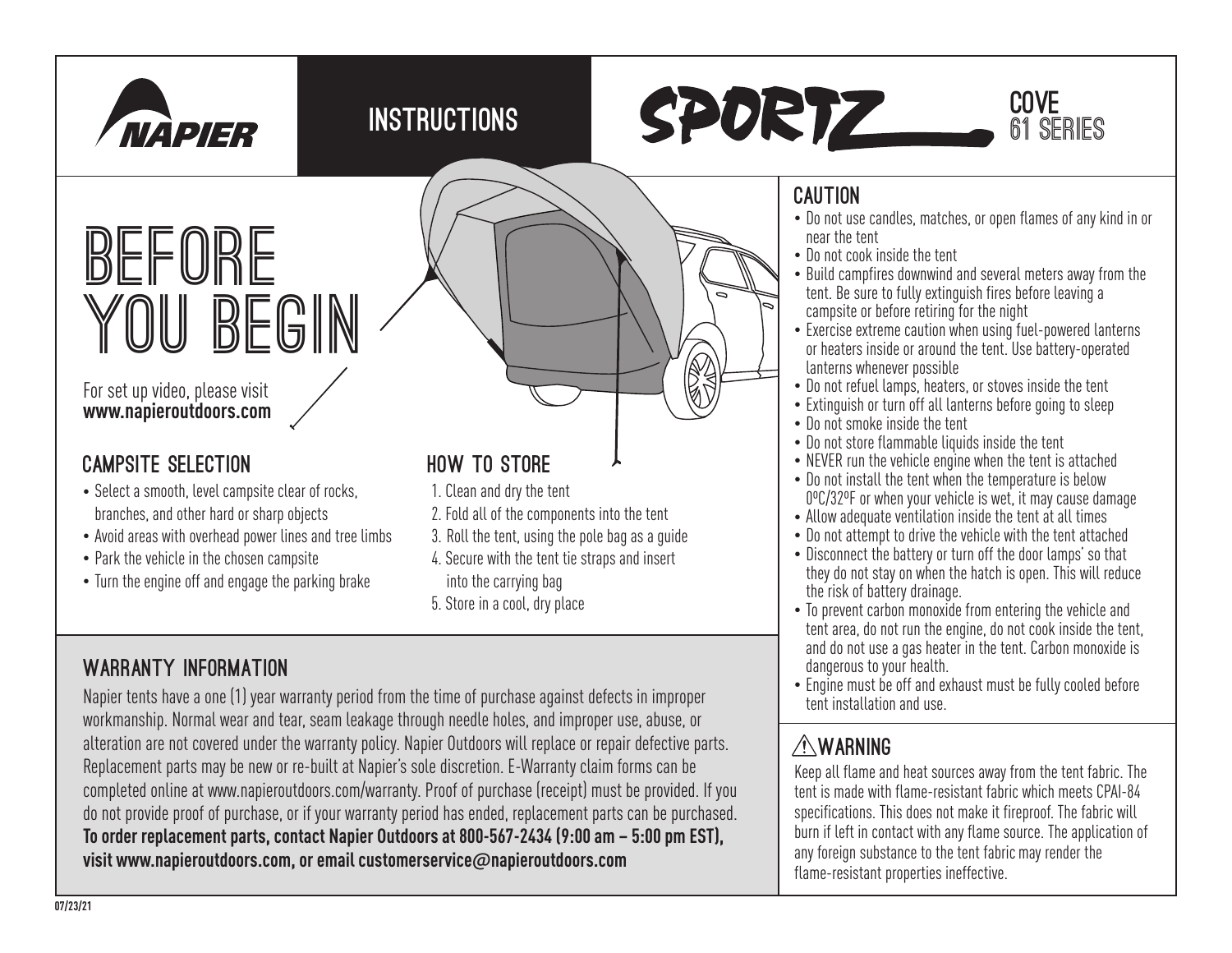NAPIER

# INSTRUCTIONS

SPORTZ COVE 61 SERIES

# BEFORE YOU BEGIN

For set up video, please visit
**www.napieroutdoors.com**

## CAMPSITE SELECTION

- Select a smooth, level campsite clear of rocks, branches, and other hard or sharp objects
- Avoid areas with overhead power lines and tree limbs
- Park the vehicle in the chosen campsite
- Turn the engine off and engage the parking brake

## HOW TO STORE

1. Clean and dry the tent
2. Fold all of the components into the tent
3. Roll the tent, using the pole bag as a guide
4. Secure with the tent tie straps and insert into the carrying bag
5. Store in a cool, dry place

## WARRANTY INFORMATION

Napier tents have a one (1) year warranty period from the time of purchase against defects in improper workmanship. Normal wear and tear, seam leakage through needle holes, and improper use, abuse, or alteration are not covered under the warranty policy. Napier Outdoors will replace or repair defective parts. Replacement parts may be new or re-built at Napier's sole discretion. E-Warranty claim forms can be completed online at www.napieroutdoors.com/warranty. Proof of purchase (receipt) must be provided. If you do not provide proof of purchase, or if your warranty period has ended, replacement parts can be purchased. **To order replacement parts, contact Napier Outdoors at 800-567-2434 (9:00 am – 5:00 pm EST), visit www.napieroutdoors.com, or email customerservice@napieroutdoors.com**

## CAUTION

- Do not use candles, matches, or open flames of any kind in or near the tent
- Do not cook inside the tent
- Build campfires downwind and several meters away from the tent. Be sure to fully extinguish fires before leaving a campsite or before retiring for the night
- Exercise extreme caution when using fuel-powered lanterns or heaters inside or around the tent. Use battery-operated lanterns whenever possible
- Do not refuel lamps, heaters, or stoves inside the tent
- Extinguish or turn off all lanterns before going to sleep
- Do not smoke inside the tent
- Do not store flammable liquids inside the tent
- NEVER run the vehicle engine when the tent is attached
- Do not install the tent when the temperature is below 0ºC/32ºF or when your vehicle is wet, it may cause damage
- Allow adequate ventilation inside the tent at all times
- Do not attempt to drive the vehicle with the tent attached
- Disconnect the battery or turn off the door lamps' so that they do not stay on when the hatch is open. This will reduce the risk of battery drainage.
- To prevent carbon monoxide from entering the vehicle and tent area, do not run the engine, do not cook inside the tent, and do not use a gas heater in the tent. Carbon monoxide is dangerous to your health.
- Engine must be off and exhaust must be fully cooled before tent installation and use.

## ⚠WARNING

Keep all flame and heat sources away from the tent fabric. The tent is made with flame-resistant fabric which meets CPAI-84 specifications. This does not make it fireproof. The fabric will burn if left in contact with any flame source. The application of any foreign substance to the tent fabric may render the flame-resistant properties ineffective.

07/23/21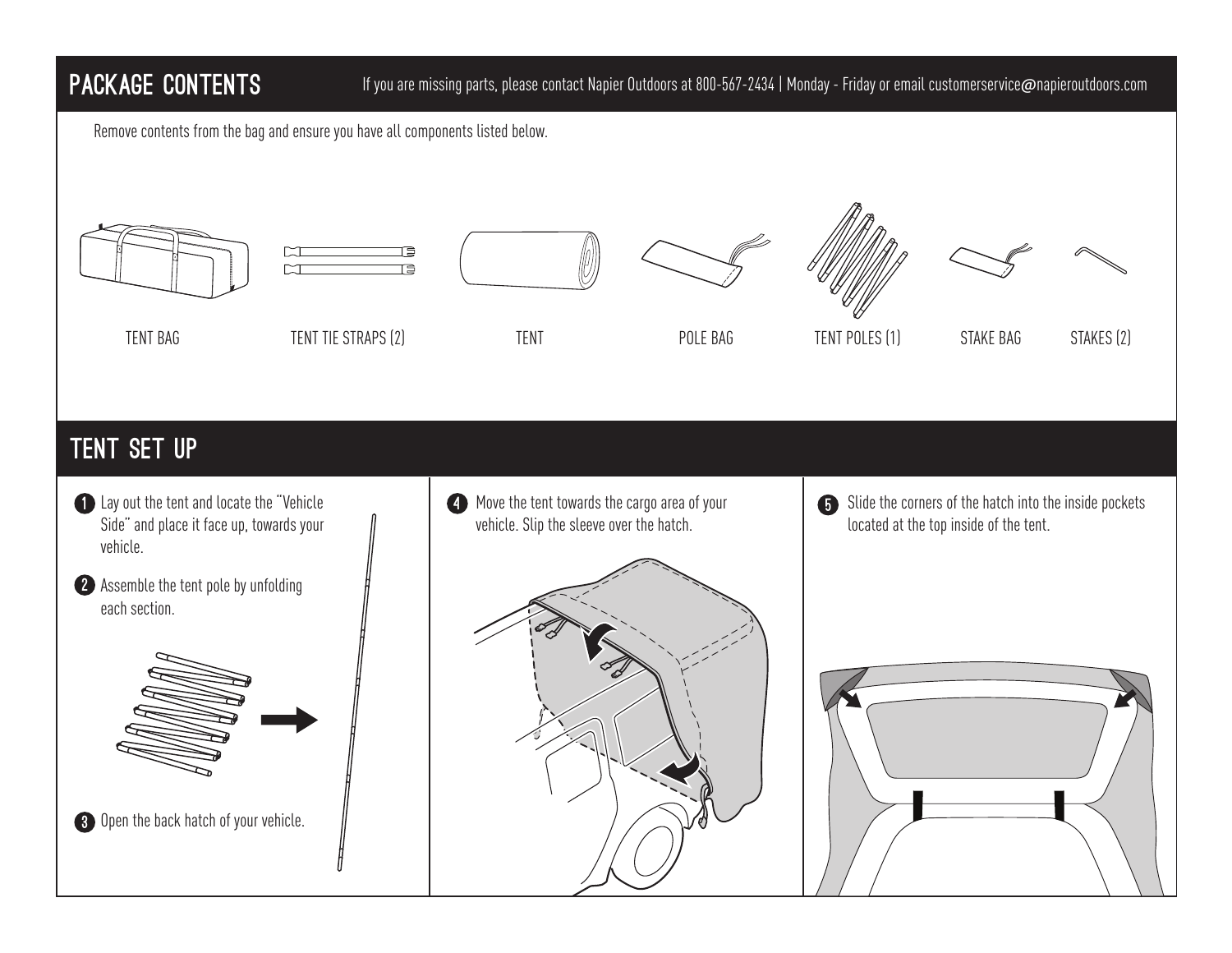## PACKAGE CONTENTS

If you are missing parts, please contact Napier Outdoors at 800-567-2434 | Monday - Friday or email customerservice@napieroutdoors.com

Remove contents from the bag and ensure you have all components listed below.

TENT BAG

TENT TIE STRAPS (2)

TENT

POLE BAG

TENT POLES (1)

STAKE BAG

STAKES (2)

## TENT SET UP

1. Lay out the tent and locate the "Vehicle Side" and place it face up, towards your vehicle.
2. Assemble the tent pole by unfolding each section.
3. Open the back hatch of your vehicle.
4. Move the tent towards the cargo area of your vehicle. Slip the sleeve over the hatch.
5. Slide the corners of the hatch into the inside pockets located at the top inside of the tent.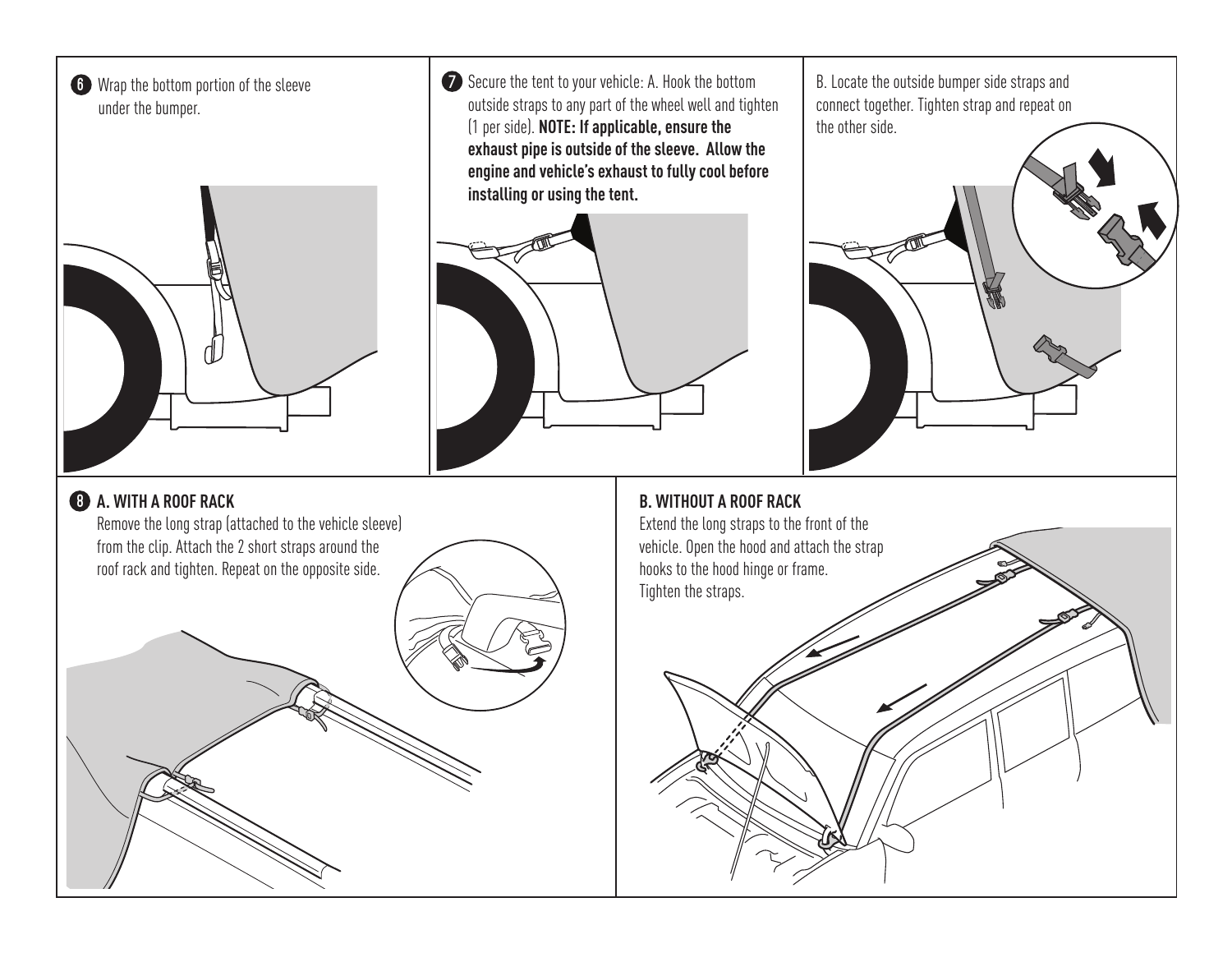**6** Wrap the bottom portion of the sleeve under the bumper.

**7** Secure the tent to your vehicle: A. Hook the bottom outside straps to any part of the wheel well and tighten (1 per side). **NOTE: If applicable, ensure the exhaust pipe is outside of the sleeve. Allow the engine and vehicle's exhaust to fully cool before installing or using the tent.**

B. Locate the outside bumper side straps and connect together. Tighten strap and repeat on the other side.

**8** **A. WITH A ROOF RACK**

Remove the long strap (attached to the vehicle sleeve) from the clip. Attach the 2 short straps around the roof rack and tighten. Repeat on the opposite side.

**B. WITHOUT A ROOF RACK**

Extend the long straps to the front of the vehicle. Open the hood and attach the strap hooks to the hood hinge or frame. Tighten the straps.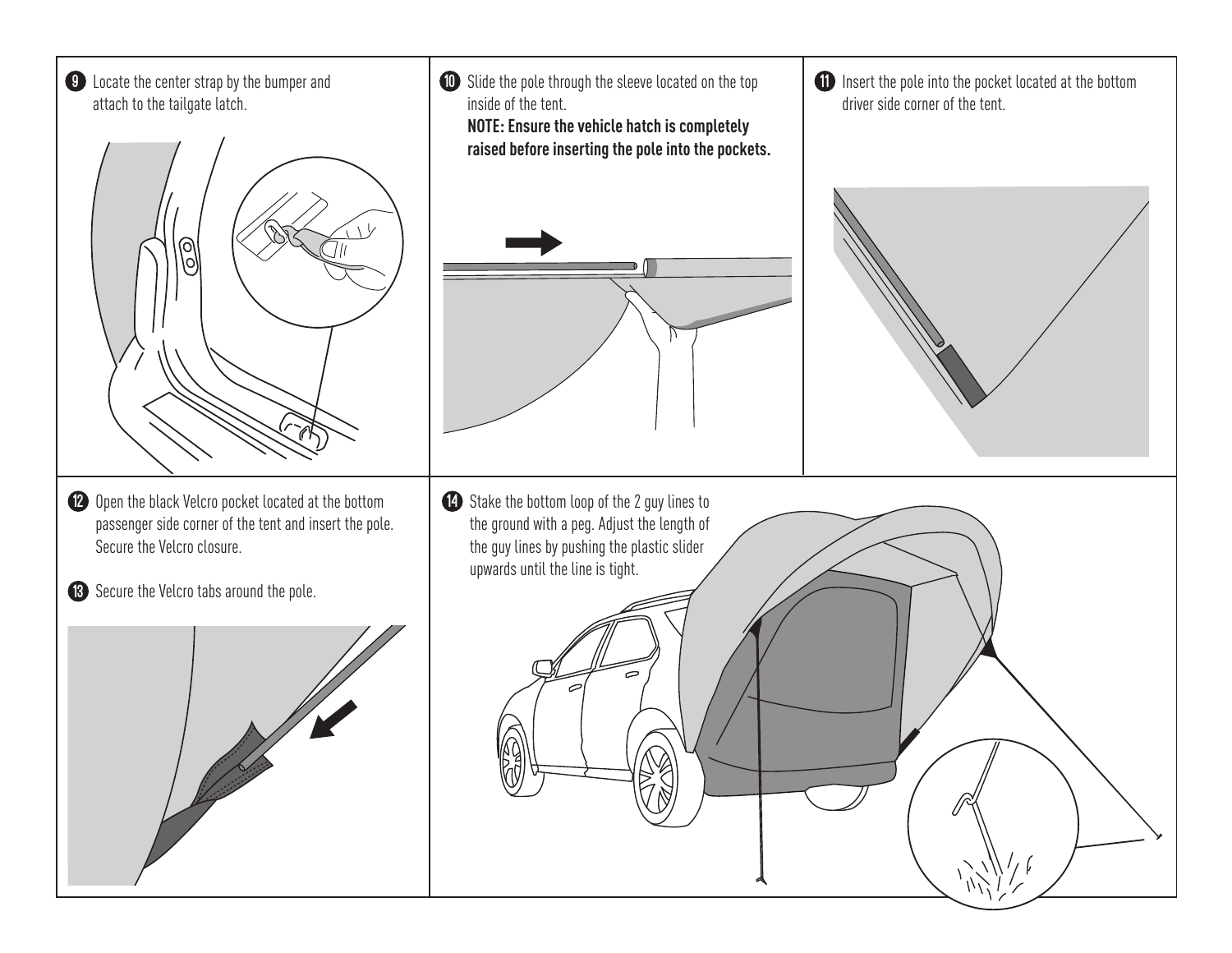9. Locate the center strap by the bumper and attach to the tailgate latch.

10. Slide the pole through the sleeve located on the top inside of the tent.
**NOTE: Ensure the vehicle hatch is completely raised before inserting the pole into the pockets.**

11. Insert the pole into the pocket located at the bottom driver side corner of the tent.

12. Open the black Velcro pocket located at the bottom passenger side corner of the tent and insert the pole. Secure the Velcro closure.

13. Secure the Velcro tabs around the pole.

14. Stake the bottom loop of the 2 guy lines to the ground with a peg. Adjust the length of the guy lines by pushing the plastic slider upwards until the line is tight.